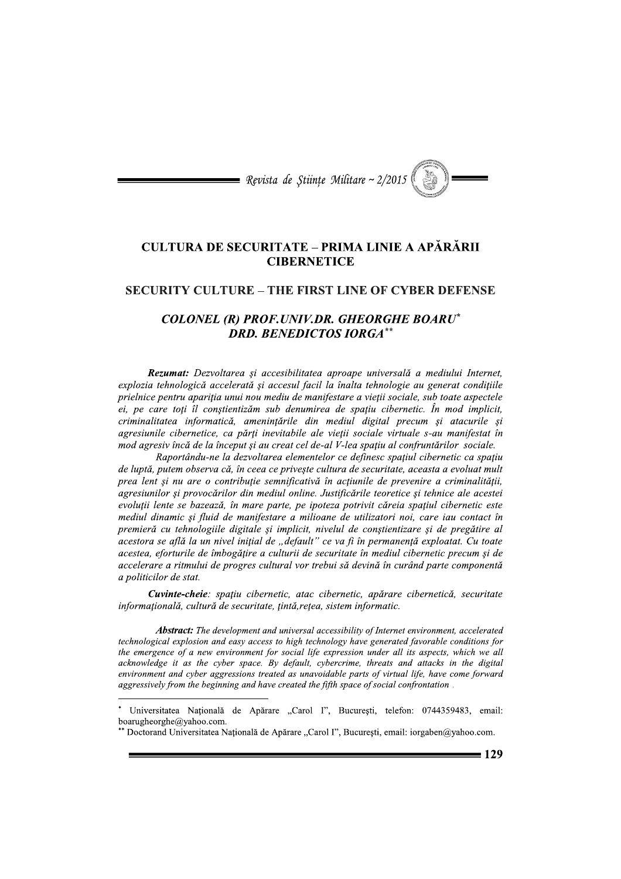# CULTURA DE SECURITATE – PRIMA LINIE A APĂRĂRII CIBERNETICE

# SECURITY CULTURE – THE FIRST LINE OF CYBER DEFENSE

## *COLONEL (R) PROF.UNIV.DR. GHEORGHE BOARU*[*]
## *DRD. BENEDICTOS IORGA*[**]

***Rezumat:*** *Dezvoltarea și accesibilitatea aproape universală a mediului Internet, explozia tehnologică accelerată și accesul facil la înalta tehnologie au generat condițiile prielnice pentru apariția unui nou mediu de manifestare a vieții sociale, sub toate aspectele ei, pe care toți îl conștientizăm sub denumirea de spațiu cibernetic. În mod implicit, criminalitatea informatică, amenințările din mediul digital precum și atacurile și agresiunile cibernetice, ca părți inevitabile ale vieții sociale virtuale s-au manifestat în mod agresiv încă de la început și au creat cel de-al V-lea spațiu al confruntărilor sociale.*

*Raportându-ne la dezvoltarea elementelor ce definesc spațiul cibernetic ca spațiu de luptă, putem observa că, în ceea ce privește cultura de securitate, aceasta a evoluat mult prea lent și nu are o contribuție semnificativă în acțiunile de prevenire a criminalității, agresiunilor și provocărilor din mediul online. Justificările teoretice și tehnice ale acestei evoluții lente se bazează, în mare parte, pe ipoteza potrivit căreia spațiul cibernetic este mediul dinamic și fluid de manifestare a milioane de utilizatori noi, care iau contact în premieră cu tehnologiile digitale și implicit, nivelul de conștientizare și de pregătire al acestora se află la un nivel inițial de „default" ce va fi în permanență exploatat. Cu toate acestea, eforturile de îmbogățire a culturii de securitate în mediul cibernetic precum și de accelerare a ritmului de progres cultural vor trebui să devină în curând parte componentă a politicilor de stat.*

***Cuvinte-cheie****: spațiu cibernetic, atac cibernetic, apărare cibernetică, securitate informațională, cultură de securitate, țintă,rețea, sistem informatic.*

***Abstract:*** *The development and universal accessibility of Internet environment, accelerated technological explosion and easy access to high technology have generated favorable conditions for the emergence of a new environment for social life expression under all its aspects, which we all acknowledge it as the cyber space. By default, cybercrime, threats and attacks in the digital environment and cyber aggressions treated as unavoidable parts of virtual life, have come forward aggressively from the beginning and have created the fifth space of social confrontation .*

---

[*] Universitatea Națională de Apărare „Carol I", București, telefon: 0744359483, email: boarugheorghe@yahoo.com.

[**] Doctorand Universitatea Națională de Apărare „Carol I", București, email: iorgaben@yahoo.com.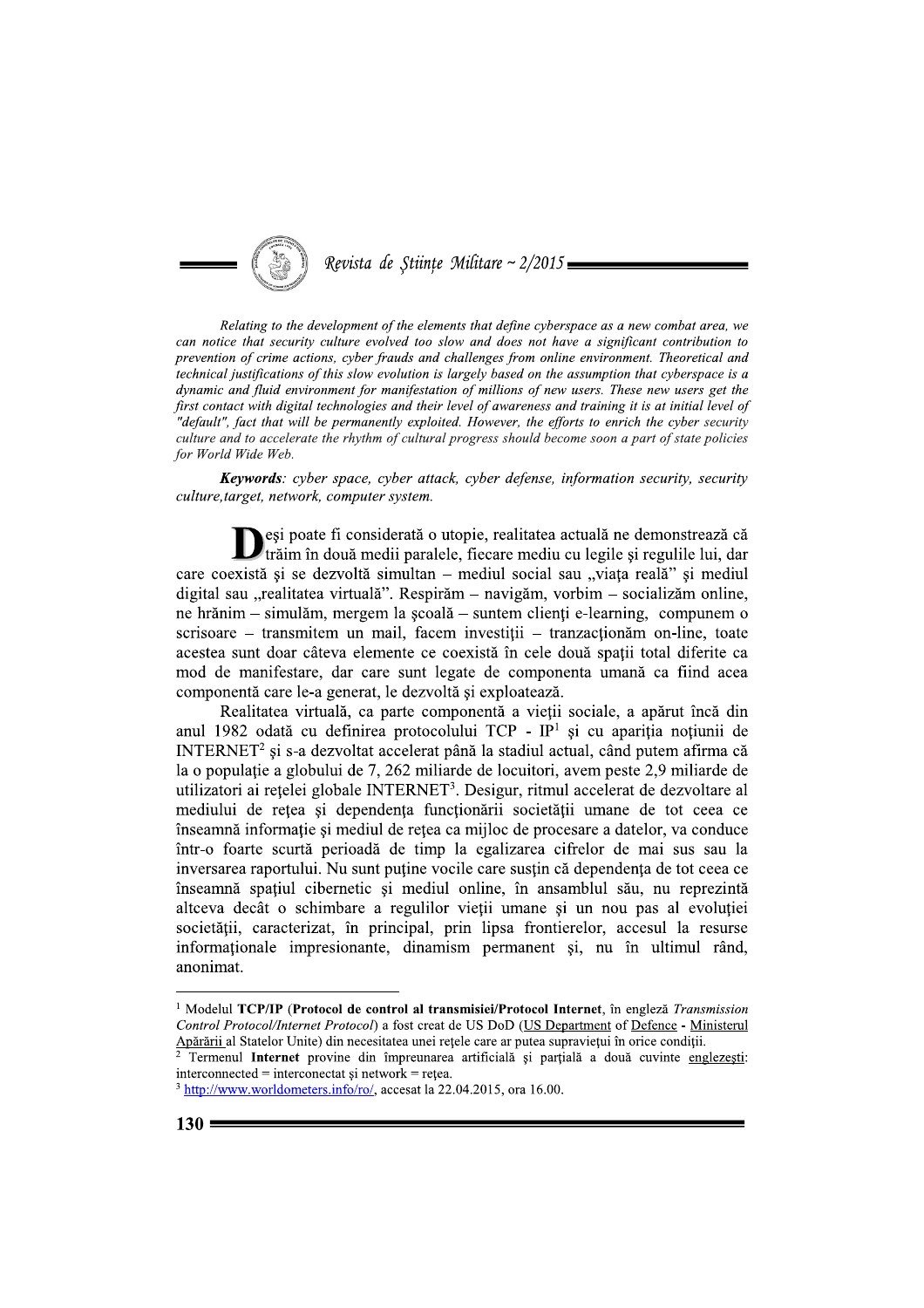*Relating to the development of the elements that define cyberspace as a new combat area, we can notice that security culture evolved too slow and does not have a significant contribution to prevention of crime actions, cyber frauds and challenges from online environment. Theoretical and technical justifications of this slow evolution is largely based on the assumption that cyberspace is a dynamic and fluid environment for manifestation of millions of new users. These new users get the first contact with digital technologies and their level of awareness and training it is at initial level of "default", fact that will be permanently exploited. However, the efforts to enrich the cyber security culture and to accelerate the rhythm of cultural progress should become soon a part of state policies for World Wide Web.*

***Keywords**: cyber space, cyber attack, cyber defense, information security, security culture,target, network, computer system.*

Deşi poate fi considerată o utopie, realitatea actuală ne demonstrează că trăim în două medii paralele, fiecare mediu cu legile şi regulile lui, dar care coexistă şi se dezvoltă simultan – mediul social sau „viaţa reală" şi mediul digital sau „realitatea virtuală". Respirăm – navigăm, vorbim – socializăm online, ne hrănim – simulăm, mergem la şcoală – suntem clienţi e-learning, compunem o scrisoare – transmitem un mail, facem investiţii – tranzacţionăm on-line, toate acestea sunt doar câteva elemente ce coexistă în cele două spaţii total diferite ca mod de manifestare, dar care sunt legate de componenta umană ca fiind acea componentă care le-a generat, le dezvoltă şi exploatează.

Realitatea virtuală, ca parte componentă a vieţii sociale, a apărut încă din anul 1982 odată cu definirea protocolului TCP - IP[1] şi cu apariţia noţiunii de INTERNET[2] şi s-a dezvoltat accelerat până la stadiul actual, când putem afirma că la o populaţie a globului de 7, 262 miliarde de locuitori, avem peste 2,9 miliarde de utilizatori ai reţelei globale INTERNET[3]. Desigur, ritmul accelerat de dezvoltare al mediului de reţea şi dependenţa funcţionării societăţii umane de tot ceea ce înseamnă informaţie şi mediul de reţea ca mijloc de procesare a datelor, va conduce într-o foarte scurtă perioadă de timp la egalizarea cifrelor de mai sus sau la inversarea raportului. Nu sunt puţine vocile care susţin că dependenţa de tot ceea ce înseamnă spaţiul cibernetic şi mediul online, în ansamblul său, nu reprezintă altceva decât o schimbare a regulilor vieţii umane şi un nou pas al evoluţiei societăţii, caracterizat, în principal, prin lipsa frontierelor, accesul la resurse informaţionale impresionante, dinamism permanent şi, nu în ultimul rând, anonimat.

---

[1] Modelul **TCP/IP** (**Protocol de control al transmisiei/Protocol Internet**, în engleză *Transmission Control Protocol/Internet Protocol*) a fost creat de US DoD (US Department of Defence - Ministerul Apărării al Statelor Unite) din necesitatea unei reţele care ar putea supravieţui în orice condiţii.

[2] Termenul **Internet** provine din împreunarea artificială şi parţială a două cuvinte englezeşti: interconnected = interconectat şi network = reţea.

[3] http://www.worldometers.info/ro/, accesat la 22.04.2015, ora 16.00.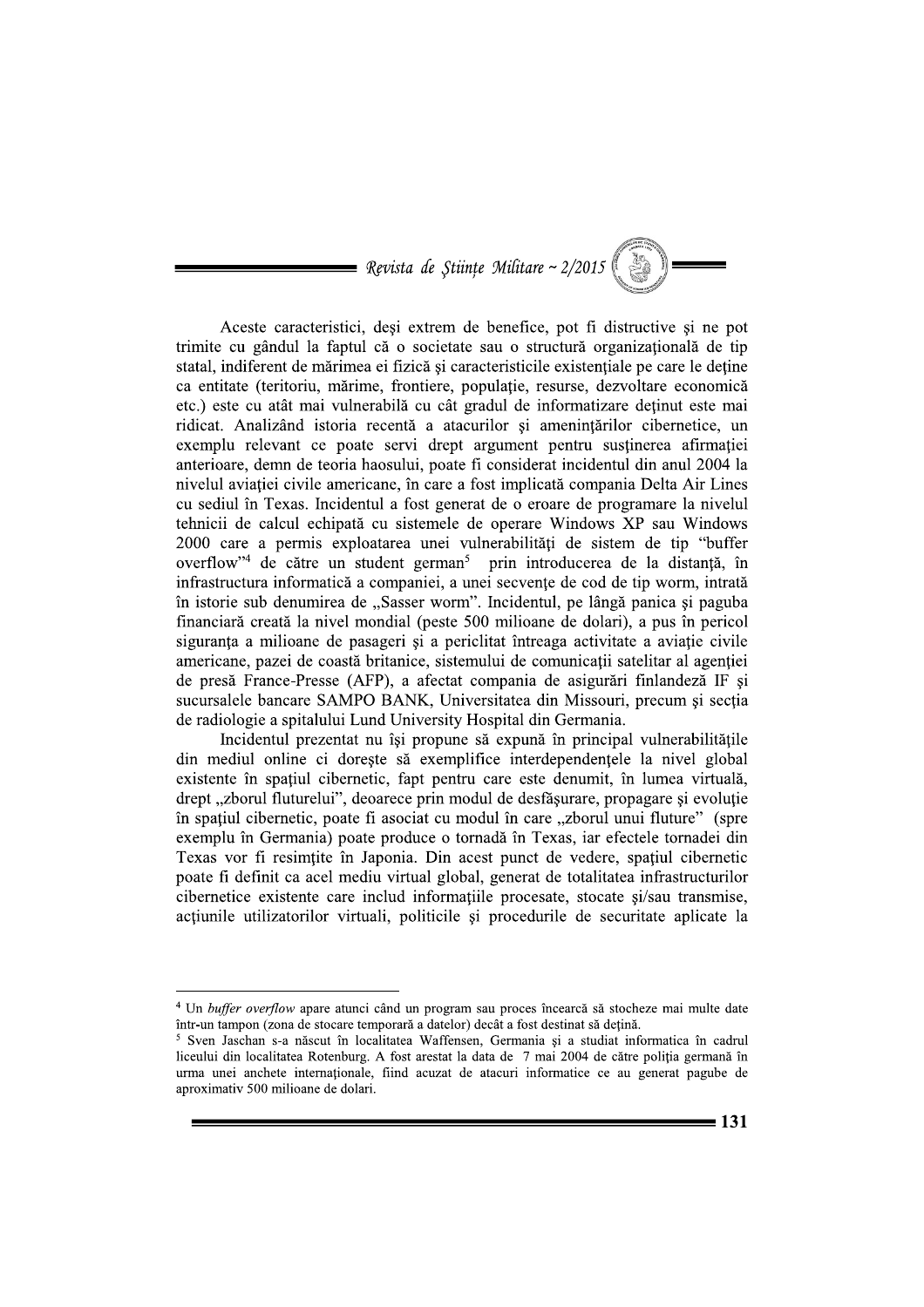Aceste caracteristici, deşi extrem de benefice, pot fi distructive şi ne pot trimite cu gândul la faptul că o societate sau o structură organizaţională de tip statal, indiferent de mărimea ei fizică şi caracteristicile existenţiale pe care le deţine ca entitate (teritoriu, mărime, frontiere, populaţie, resurse, dezvoltare economică etc.) este cu atât mai vulnerabilă cu cât gradul de informatizare deţinut este mai ridicat. Analizând istoria recentă a atacurilor şi ameninţărilor cibernetice, un exemplu relevant ce poate servi drept argument pentru susţinerea afirmaţiei anterioare, demn de teoria haosului, poate fi considerat incidentul din anul 2004 la nivelul aviaţiei civile americane, în care a fost implicată compania Delta Air Lines cu sediul în Texas. Incidentul a fost generat de o eroare de programare la nivelul tehnicii de calcul echipată cu sistemele de operare Windows XP sau Windows 2000 care a permis exploatarea unei vulnerabilităţi de sistem de tip "buffer overflow"[4] de către un student german[5] prin introducerea de la distanţă, în infrastructura informatică a companiei, a unei secvenţe de cod de tip worm, intrată în istorie sub denumirea de „Sasser worm". Incidentul, pe lângă panica şi paguba financiară creată la nivel mondial (peste 500 milioane de dolari), a pus în pericol siguranţa a milioane de pasageri şi a periclitat întreaga activitate a aviaţie civile americane, pazei de coastă britanice, sistemului de comunicaţii satelitar al agenţiei de presă France-Presse (AFP), a afectat compania de asigurări finlandeză IF şi sucursalele bancare SAMPO BANK, Universitatea din Missouri, precum şi secţia de radiologie a spitalului Lund University Hospital din Germania.

Incidentul prezentat nu îşi propune să expună în principal vulnerabilităţile din mediul online ci doreşte să exemplifice interdependenţele la nivel global existente în spaţiul cibernetic, fapt pentru care este denumit, în lumea virtuală, drept „zborul fluturelui", deoarece prin modul de desfăşurare, propagare şi evoluţie în spaţiul cibernetic, poate fi asociat cu modul în care „zborul unui fluture" (spre exemplu în Germania) poate produce o tornadă în Texas, iar efectele tornadei din Texas vor fi resimţite în Japonia. Din acest punct de vedere, spaţiul cibernetic poate fi definit ca acel mediu virtual global, generat de totalitatea infrastructurilor cibernetice existente care includ informaţiile procesate, stocate şi/sau transmise, acţiunile utilizatorilor virtuali, politicile şi procedurile de securitate aplicate la

---

[4] Un *buffer overflow* apare atunci când un program sau proces încearcă să stocheze mai multe date într-un tampon (zona de stocare temporară a datelor) decât a fost destinat să deţină.

[5] Sven Jaschan s-a născut în localitatea Waffensen, Germania şi a studiat informatica în cadrul liceului din localitatea Rotenburg. A fost arestat la data de 7 mai 2004 de către poliţia germană în urma unei anchete internaţionale, fiind acuzat de atacuri informatice ce au generat pagube de aproximativ 500 milioane de dolari.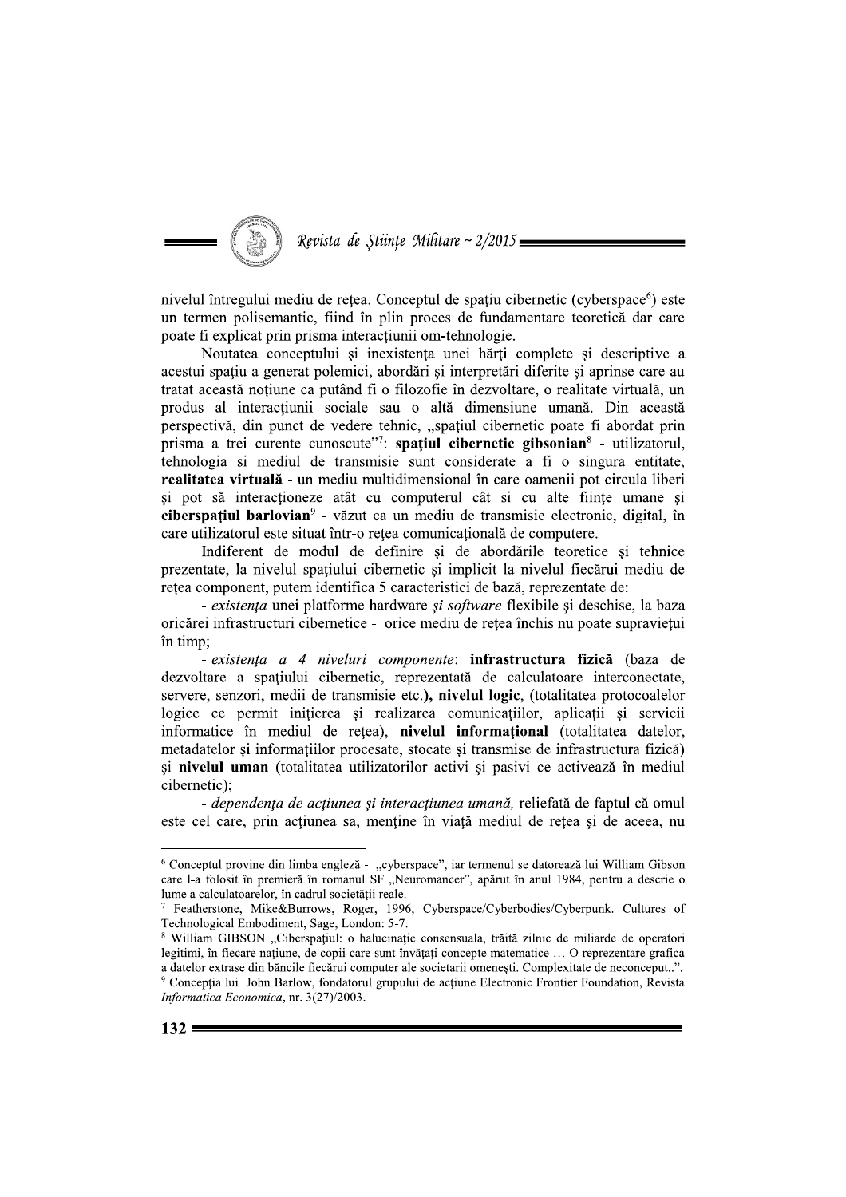nivelul întregului mediu de rețea. Conceptul de spațiu cibernetic (cyberspace[6]) este un termen polisemantic, fiind în plin proces de fundamentare teoretică dar care poate fi explicat prin prisma interacțiunii om-tehnologie.

Noutatea conceptului și inexistența unei hărți complete și descriptive a acestui spațiu a generat polemici, abordări și interpretări diferite și aprinse care au tratat această noțiune ca putând fi o filozofie în dezvoltare, o realitate virtuală, un produs al interacțiunii sociale sau o altă dimensiune umană. Din această perspectivă, din punct de vedere tehnic, „spațiul cibernetic poate fi abordat prin prisma a trei curente cunoscute"[7]: **spațiul cibernetic gibsonian**[8] - utilizatorul, tehnologia si mediul de transmisie sunt considerate a fi o singura entitate, **realitatea virtuală** - un mediu multidimensional în care oamenii pot circula liberi și pot să interacționeze atât cu computerul cât si cu alte ființe umane și **ciberspațiul barlovian**[9] - văzut ca un mediu de transmisie electronic, digital, în care utilizatorul este situat într-o rețea comunicațională de computere.

Indiferent de modul de definire și de abordările teoretice și tehnice prezentate, la nivelul spațiului cibernetic și implicit la nivelul fiecărui mediu de rețea component, putem identifica 5 caracteristici de bază, reprezentate de:

- *existența* unei platforme hardware *și software* flexibile și deschise, la baza oricărei infrastructuri cibernetice - orice mediu de rețea închis nu poate supraviețui în timp;

- *existența a 4 niveluri componente*: **infrastructura fizică** (baza de dezvoltare a spațiului cibernetic, reprezentată de calculatoare interconectate, servere, senzori, medii de transmisie etc.), **nivelul logic**, (totalitatea protocoalelor logice ce permit inițierea și realizarea comunicațiilor, aplicații și servicii informatice în mediul de rețea), **nivelul informațional** (totalitatea datelor, metadatelor și informațiilor procesate, stocate și transmise de infrastructura fizică) și **nivelul uman** (totalitatea utilizatorilor activi și pasivi ce activează în mediul cibernetic);

- *dependența de acțiunea și interacțiunea umană,* reliefată de faptul că omul este cel care, prin acțiunea sa, menține în viață mediul de rețea și de aceea, nu

---

[6] Conceptul provine din limba engleză - „cyberspace", iar termenul se datorează lui William Gibson care l-a folosit în premieră în romanul SF „Neuromancer", apărut în anul 1984, pentru a descrie o lume a calculatoarelor, în cadrul societății reale.

[7] Featherstone, Mike&Burrows, Roger, 1996, Cyberspace/Cyberbodies/Cyberpunk. Cultures of Technological Embodiment, Sage, London: 5-7.

[8] William GIBSON „Ciberspațiul: o halucinație consensuala, trăită zilnic de miliarde de operatori legitimi, în fiecare națiune, de copii care sunt învățați concepte matematice … O reprezentare grafica a datelor extrase din băncile fiecărui computer ale societarii omenești. Complexitate de neconceput..".

[9] Concepția lui John Barlow, fondatorul grupului de acțiune Electronic Frontier Foundation, Revista *Informatica Economica*, nr. 3(27)/2003.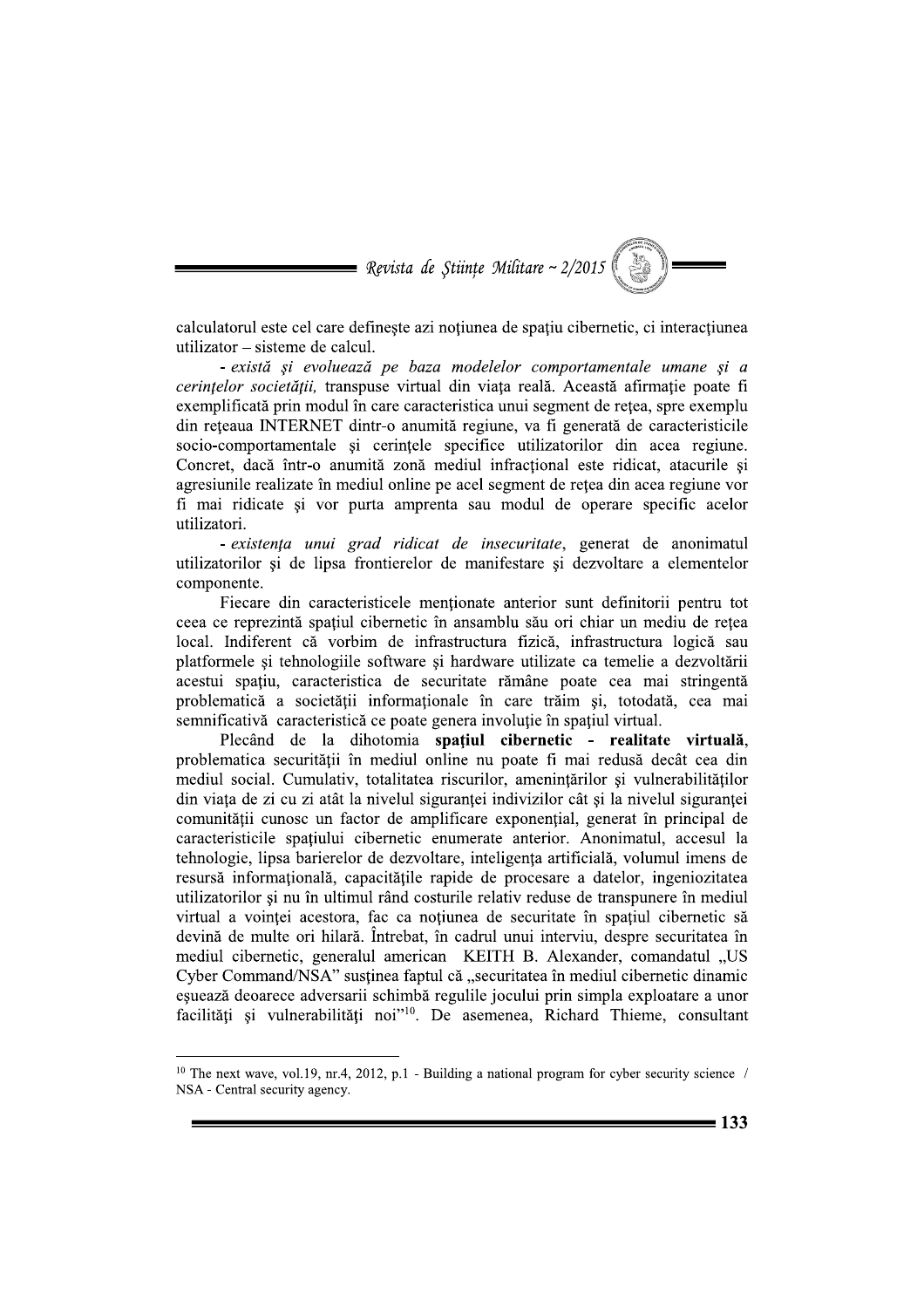calculatorul este cel care defineşte azi noţiunea de spaţiu cibernetic, ci interacţiunea utilizator – sisteme de calcul.

- *există şi evoluează pe baza modelelor comportamentale umane şi a cerinţelor societăţii,* transpuse virtual din viaţa reală. Această afirmaţie poate fi exemplificată prin modul în care caracteristica unui segment de reţea, spre exemplu din reţeaua INTERNET dintr-o anumită regiune, va fi generată de caracteristicile socio-comportamentale şi cerinţele specifice utilizatorilor din acea regiune. Concret, dacă într-o anumită zonă mediul infracţional este ridicat, atacurile şi agresiunile realizate în mediul online pe acel segment de reţea din acea regiune vor fi mai ridicate şi vor purta amprenta sau modul de operare specific acelor utilizatori.

- *existenţa unui grad ridicat de insecuritate*, generat de anonimatul utilizatorilor şi de lipsa frontierelor de manifestare şi dezvoltare a elementelor componente.

Fiecare din caracteristicele menţionate anterior sunt definitorii pentru tot ceea ce reprezintă spaţiul cibernetic în ansamblu său ori chiar un mediu de reţea local. Indiferent că vorbim de infrastructura fizică, infrastructura logică sau platformele şi tehnologiile software şi hardware utilizate ca temelie a dezvoltării acestui spaţiu, caracteristica de securitate rămâne poate cea mai stringentă problematică a societăţii informaţionale în care trăim şi, totodată, cea mai semnificativă caracteristică ce poate genera involuţie în spaţiul virtual.

Plecând de la dihotomia **spaţiul cibernetic - realitate virtuală**, problematica securităţii în mediul online nu poate fi mai redusă decât cea din mediul social. Cumulativ, totalitatea riscurilor, ameninţărilor şi vulnerabilităţilor din viaţa de zi cu zi atât la nivelul siguranţei indivizilor cât şi la nivelul siguranţei comunităţii cunosc un factor de amplificare exponenţial, generat în principal de caracteristicile spaţiului cibernetic enumerate anterior. Anonimatul, accesul la tehnologie, lipsa barierelor de dezvoltare, inteligenţa artificială, volumul imens de resursă informaţională, capacităţile rapide de procesare a datelor, ingeniozitatea utilizatorilor şi nu în ultimul rând costurile relativ reduse de transpunere în mediul virtual a voinţei acestora, fac ca noţiunea de securitate în spaţiul cibernetic să devină de multe ori hilară. Întrebat, în cadrul unui interviu, despre securitatea în mediul cibernetic, generalul american KEITH B. Alexander, comandatul „US Cyber Command/NSA" susţinea faptul că „securitatea în mediul cibernetic dinamic eşuează deoarece adversarii schimbă regulile jocului prin simpla exploatare a unor facilităţi şi vulnerabilităţi noi"[10]. De asemenea, Richard Thieme, consultant

---

[10] The next wave, vol.19, nr.4, 2012, p.1 - Building a national program for cyber security science / NSA - Central security agency.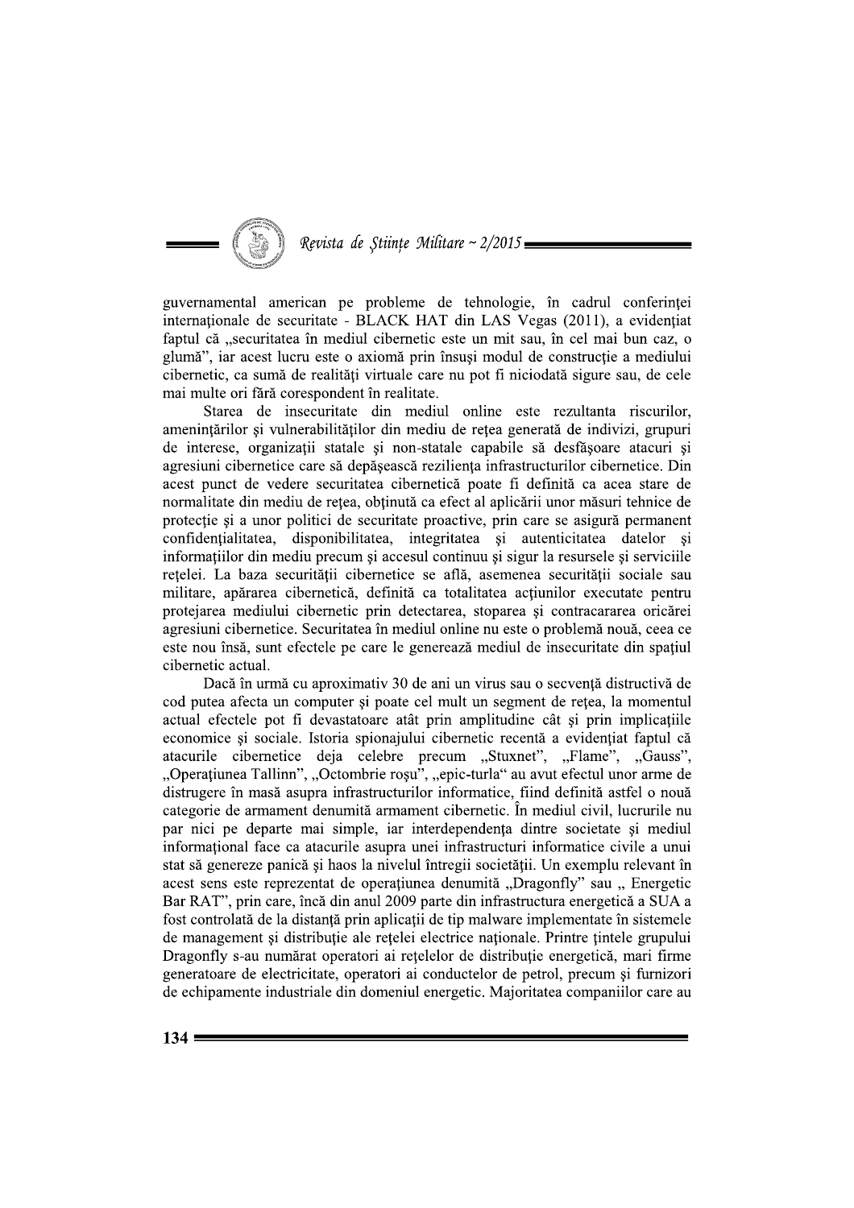guvernamental american pe probleme de tehnologie, în cadrul conferinței internaționale de securitate - BLACK HAT din LAS Vegas (2011), a evidențiat faptul că „securitatea în mediul cibernetic este un mit sau, în cel mai bun caz, o glumă", iar acest lucru este o axiomă prin însuși modul de construcție a mediului cibernetic, ca sumă de realități virtuale care nu pot fi niciodată sigure sau, de cele mai multe ori fără corespondent în realitate.

Starea de insecuritate din mediul online este rezultanta riscurilor, amenințărilor și vulnerabilităților din mediu de rețea generată de indivizi, grupuri de interese, organizații statale și non-statale capabile să desfășoare atacuri și agresiuni cibernetice care să depășească reziliența infrastructurilor cibernetice. Din acest punct de vedere securitatea cibernetică poate fi definită ca acea stare de normalitate din mediu de rețea, obținută ca efect al aplicării unor măsuri tehnice de protecție și a unor politici de securitate proactive, prin care se asigură permanent confidențialitatea, disponibilitatea, integritatea și autenticitatea datelor și informațiilor din mediu precum și accesul continuu și sigur la resursele și serviciile rețelei. La baza securității cibernetice se află, asemenea securității sociale sau militare, apărarea cibernetică, definită ca totalitatea acțiunilor executate pentru protejarea mediului cibernetic prin detectarea, stoparea și contracararea oricărei agresiuni cibernetice. Securitatea în mediul online nu este o problemă nouă, ceea ce este nou însă, sunt efectele pe care le generează mediul de insecuritate din spațiul cibernetic actual.

Dacă în urmă cu aproximativ 30 de ani un virus sau o secvență distructivă de cod putea afecta un computer și poate cel mult un segment de rețea, la momentul actual efectele pot fi devastatoare atât prin amplitudine cât și prin implicațiile economice și sociale. Istoria spionajului cibernetic recentă a evidențiat faptul că atacurile cibernetice deja celebre precum „Stuxnet", „Flame", „Gauss", „Operațiunea Tallinn", „Octombrie roșu", „epic-turla" au avut efectul unor arme de distrugere în masă asupra infrastructurilor informatice, fiind definită astfel o nouă categorie de armament denumită armament cibernetic. În mediul civil, lucrurile nu par nici pe departe mai simple, iar interdependența dintre societate și mediul informațional face ca atacurile asupra unei infrastructuri informatice civile a unui stat să genereze panică și haos la nivelul întregii societății. Un exemplu relevant în acest sens este reprezentat de operațiunea denumită „Dragonfly" sau „ Energetic Bar RAT", prin care, încă din anul 2009 parte din infrastructura energetică a SUA a fost controlată de la distanță prin aplicații de tip malware implementate în sistemele de management și distribuție ale rețelei electrice naționale. Printre țintele grupului Dragonfly s-au numărat operatori ai rețelelor de distribuție energetică, mari firme generatoare de electricitate, operatori ai conductelor de petrol, precum și furnizori de echipamente industriale din domeniul energetic. Majoritatea companiilor care au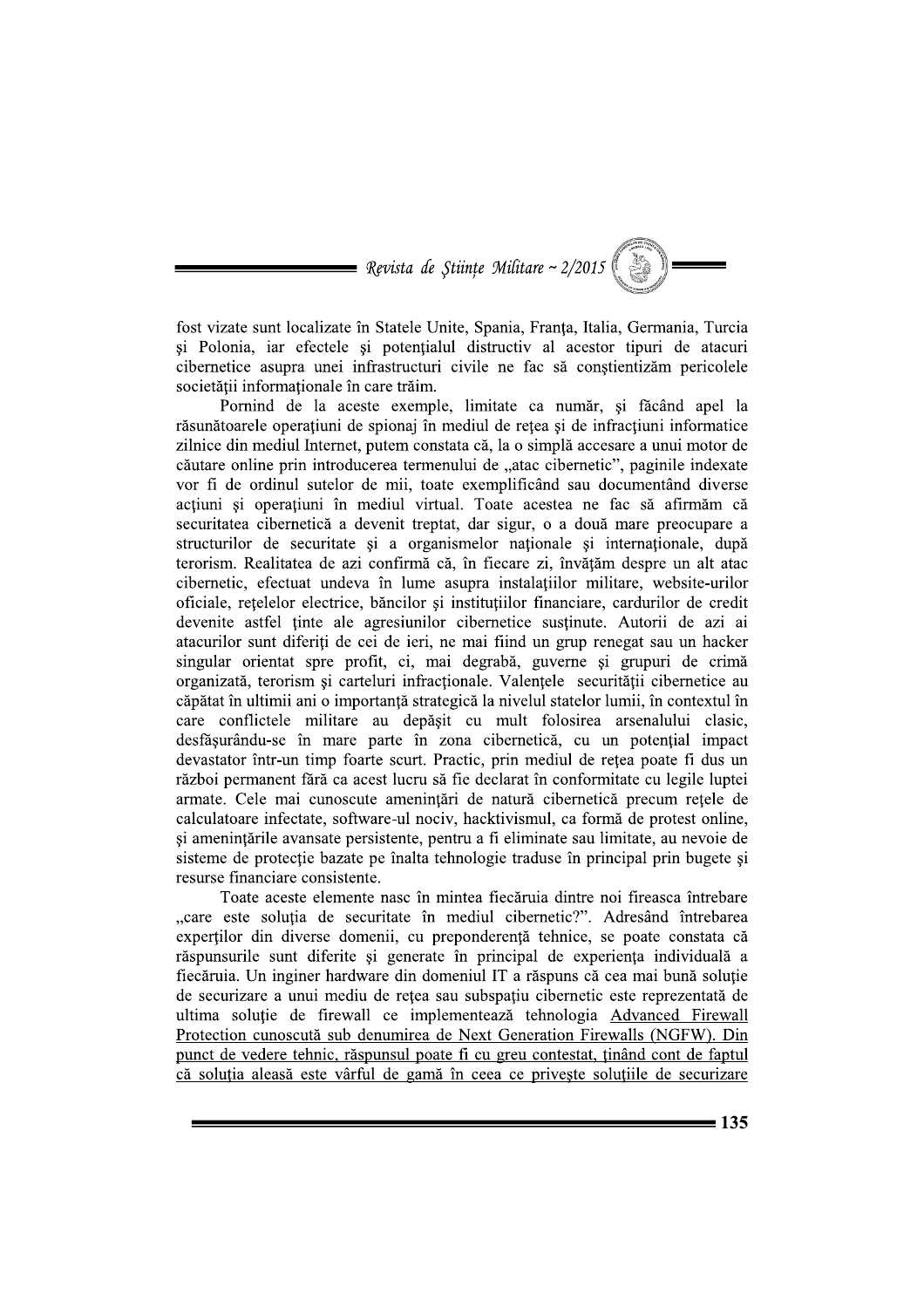fost vizate sunt localizate în Statele Unite, Spania, Franța, Italia, Germania, Turcia și Polonia, iar efectele și potențialul distructiv al acestor tipuri de atacuri cibernetice asupra unei infrastructuri civile ne fac să conștientizăm pericolele societății informaționale în care trăim.

Pornind de la aceste exemple, limitate ca număr, și făcând apel la răsunătoarele operațiuni de spionaj în mediul de rețea și de infracțiuni informatice zilnice din mediul Internet, putem constata că, la o simplă accesare a unui motor de căutare online prin introducerea termenului de „atac cibernetic", paginile indexate vor fi de ordinul sutelor de mii, toate exemplificând sau documentând diverse acțiuni și operațiuni în mediul virtual. Toate acestea ne fac să afirmăm că securitatea cibernetică a devenit treptat, dar sigur, o a doua mare preocupare a structurilor de securitate și a organismelor naționale și internaționale, după terorism. Realitatea de azi confirmă că, în fiecare zi, învățăm despre un alt atac cibernetic, efectuat undeva în lume asupra instalațiilor militare, website-urilor oficiale, rețelelor electrice, băncilor și instituțiilor financiare, cardurilor de credit devenite astfel ținte ale agresiunilor cibernetice susținute. Autorii de azi ai atacurilor sunt diferiți de cei de ieri, ne mai fiind un grup renegat sau un hacker singular orientat spre profit, ci, mai degrabă, guverne și grupuri de crimă organizată, terorism și carteluri infracționale. Valențele securității cibernetice au căpătat în ultimii ani o importanță strategică la nivelul statelor lumii, în contextul în care conflictele militare au depășit cu mult folosirea arsenalului clasic, desfășurându-se în mare parte în zona cibernetică, cu un potențial impact devastator într-un timp foarte scurt. Practic, prin mediul de rețea poate fi dus un război permanent fără ca acest lucru să fie declarat în conformitate cu legile luptei armate. Cele mai cunoscute amenințări de natură cibernetică precum rețele de calculatoare infectate, software-ul nociv, hacktivismul, ca formă de protest online, și amenințările avansate persistente, pentru a fi eliminate sau limitate, au nevoie de sisteme de protecție bazate pe înalta tehnologie traduse în principal prin bugete și resurse financiare consistente.

Toate aceste elemente nasc în mintea fiecăruia dintre noi fireasca întrebare „care este soluția de securitate în mediul cibernetic?". Adresând întrebarea experților din diverse domenii, cu preponderență tehnice, se poate constata că răspunsurile sunt diferite și generate în principal de experiența individuală a fiecăruia. Un inginer hardware din domeniul IT a răspuns că cea mai bună soluție de securizare a unui mediu de rețea sau subspațiu cibernetic este reprezentată de ultima soluție de firewall ce implementează tehnologia <u>Advanced Firewall Protection cunoscută sub denumirea de Next Generation Firewalls (NGFW). Din punct de vedere tehnic, răspunsul poate fi cu greu contestat, ținând cont de faptul că soluția aleasă este vârful de gamă în ceea ce privește soluțiile de securizare</u>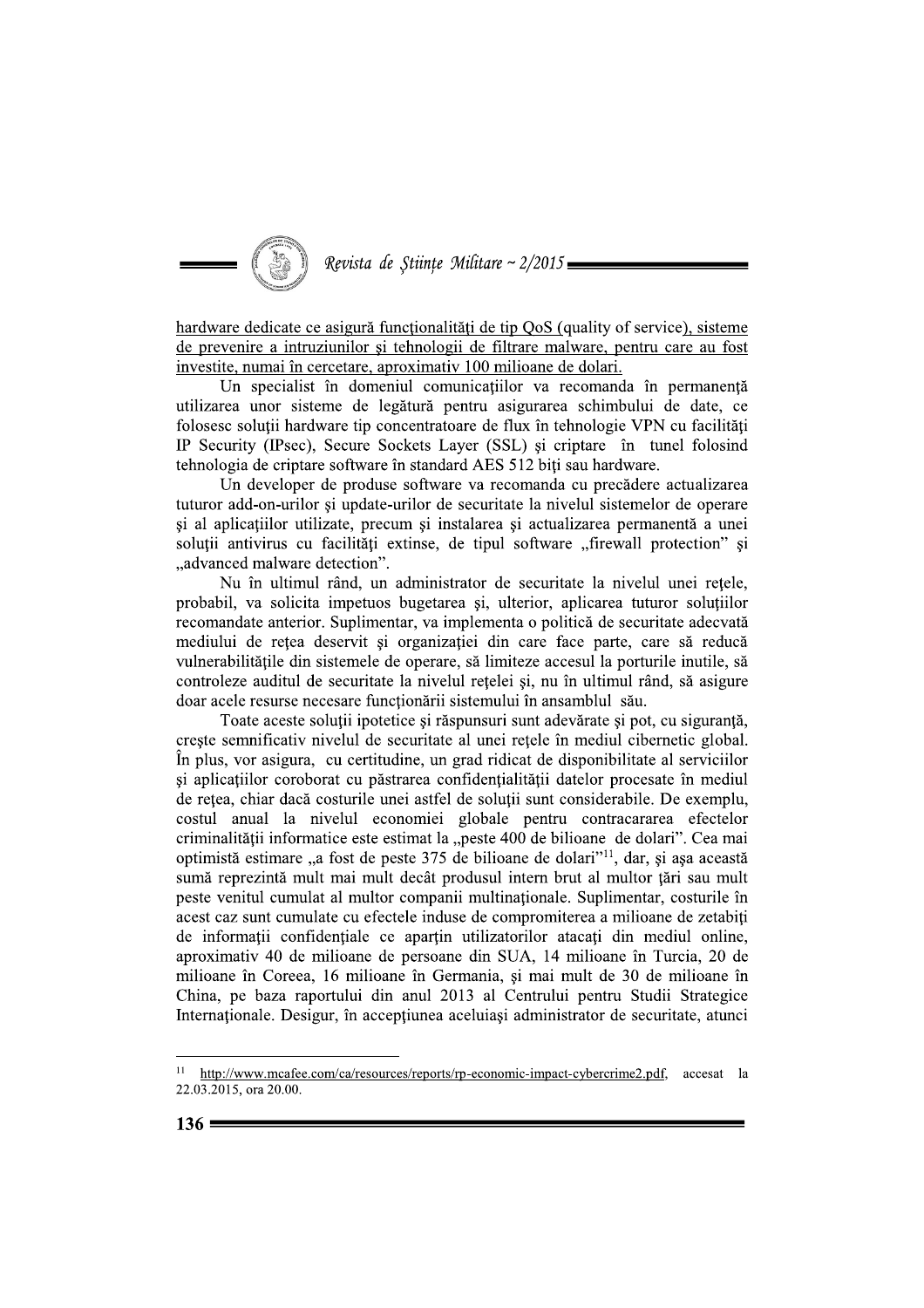hardware dedicate ce asigură funcționalități de tip QoS (quality of service), sisteme de prevenire a intruziunilor și tehnologii de filtrare malware, pentru care au fost investite, numai în cercetare, aproximativ 100 milioane de dolari.

Un specialist în domeniul comunicațiilor va recomanda în permanență utilizarea unor sisteme de legătură pentru asigurarea schimbului de date, ce folosesc soluții hardware tip concentratoare de flux în tehnologie VPN cu facilități IP Security (IPsec), Secure Sockets Layer (SSL) și criptare în tunel folosind tehnologia de criptare software în standard AES 512 biți sau hardware.

Un developer de produse software va recomanda cu precădere actualizarea tuturor add-on-urilor și update-urilor de securitate la nivelul sistemelor de operare și al aplicațiilor utilizate, precum și instalarea și actualizarea permanentă a unei soluții antivirus cu facilități extinse, de tipul software „firewall protection" și „advanced malware detection".

Nu în ultimul rând, un administrator de securitate la nivelul unei rețele, probabil, va solicita impetuos bugetarea și, ulterior, aplicarea tuturor soluțiilor recomandate anterior. Suplimentar, va implementa o politică de securitate adecvată mediului de rețea deservit și organizației din care face parte, care să reducă vulnerabilitățile din sistemele de operare, să limiteze accesul la porturile inutile, să controleze auditul de securitate la nivelul rețelei și, nu în ultimul rând, să asigure doar acele resurse necesare funcționării sistemului în ansamblul său.

Toate aceste soluții ipotetice și răspunsuri sunt adevărate și pot, cu siguranță, crește semnificativ nivelul de securitate al unei rețele în mediul cibernetic global. În plus, vor asigura, cu certitudine, un grad ridicat de disponibilitate al serviciilor și aplicațiilor coroborat cu păstrarea confidențialității datelor procesate în mediul de rețea, chiar dacă costurile unei astfel de soluții sunt considerabile. De exemplu, costul anual la nivelul economiei globale pentru contracararea efectelor criminalității informatice este estimat la „peste 400 de bilioane de dolari". Cea mai optimistă estimare „a fost de peste 375 de bilioane de dolari"[11], dar, și așa această sumă reprezintă mult mai mult decât produsul intern brut al multor țări sau mult peste venitul cumulat al multor companii multinaționale. Suplimentar, costurile în acest caz sunt cumulate cu efectele induse de compromiterea a milioane de zetabiți de informații confidențiale ce aparțin utilizatorilor atacați din mediul online, aproximativ 40 de milioane de persoane din SUA, 14 milioane în Turcia, 20 de milioane în Coreea, 16 milioane în Germania, și mai mult de 30 de milioane în China, pe baza raportului din anul 2013 al Centrului pentru Studii Strategice Internaționale. Desigur, în accepțiunea aceluiași administrator de securitate, atunci

---

[11] http://www.mcafee.com/ca/resources/reports/rp-economic-impact-cybercrime2.pdf, accesat la 22.03.2015, ora 20.00.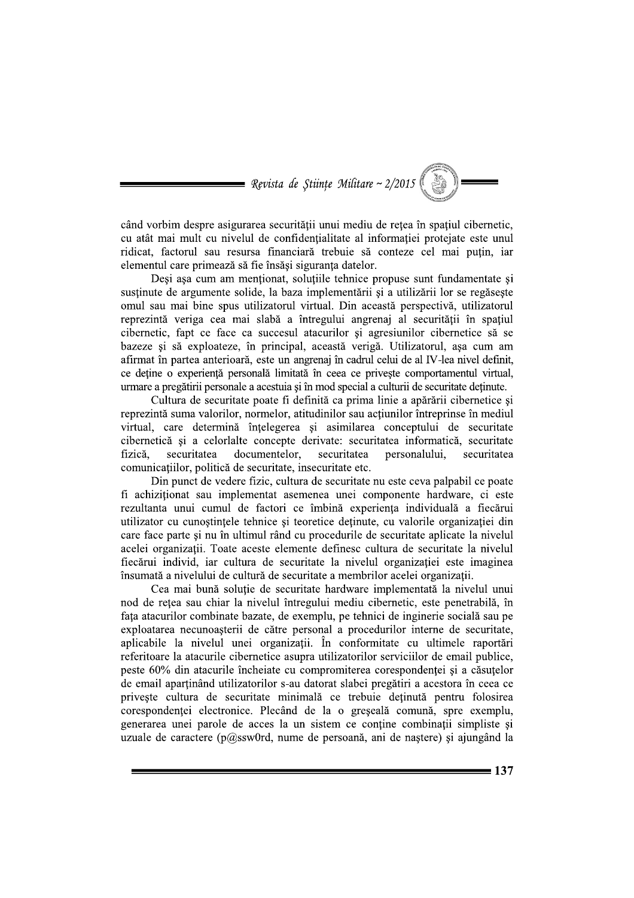când vorbim despre asigurarea securității unui mediu de rețea în spațiul cibernetic, cu atât mai mult cu nivelul de confidențialitate al informației protejate este unul ridicat, factorul sau resursa financiară trebuie să conteze cel mai puțin, iar elementul care primează să fie însăși siguranța datelor.

Deși așa cum am menționat, soluțiile tehnice propuse sunt fundamentate și susținute de argumente solide, la baza implementării și a utilizării lor se regăsește omul sau mai bine spus utilizatorul virtual. Din această perspectivă, utilizatorul reprezintă veriga cea mai slabă a întregului angrenaj al securității în spațiul cibernetic, fapt ce face ca succesul atacurilor și agresiunilor cibernetice să se bazeze și să exploateze, în principal, această verigă. Utilizatorul, așa cum am afirmat în partea anterioară, este un angrenaj în cadrul celui de al IV-lea nivel definit, ce deține o experiență personală limitată în ceea ce privește comportamentul virtual, urmare a pregătirii personale a acestuia și în mod special a culturii de securitate deținute.

Cultura de securitate poate fi definită ca prima linie a apărării cibernetice și reprezintă suma valorilor, normelor, atitudinilor sau acțiunilor întreprinse în mediul virtual, care determină înțelegerea și asimilarea conceptului de securitate cibernetică și a celorlalte concepte derivate: securitatea informatică, securitate fizică, securitatea documentelor, securitatea personalului, securitatea comunicațiilor, politică de securitate, insecuritate etc.

Din punct de vedere fizic, cultura de securitate nu este ceva palpabil ce poate fi achiziționat sau implementat asemenea unei componente hardware, ci este rezultanta unui cumul de factori ce îmbină experiența individuală a fiecărui utilizator cu cunoștințele tehnice și teoretice deținute, cu valorile organizației din care face parte și nu în ultimul rând cu procedurile de securitate aplicate la nivelul acelei organizații. Toate aceste elemente definesc cultura de securitate la nivelul fiecărui individ, iar cultura de securitate la nivelul organizației este imaginea însumată a nivelului de cultură de securitate a membrilor acelei organizații.

Cea mai bună soluție de securitate hardware implementată la nivelul unui nod de rețea sau chiar la nivelul întregului mediu cibernetic, este penetrabilă, în fața atacurilor combinate bazate, de exemplu, pe tehnici de inginerie socială sau pe exploatarea necunoașterii de către personal a procedurilor interne de securitate, aplicabile la nivelul unei organizații. În conformitate cu ultimele raportări referitoare la atacurile cibernetice asupra utilizatorilor serviciilor de email publice, peste 60% din atacurile încheiate cu compromiterea corespondenței și a căsuțelor de email aparținând utilizatorilor s-au datorat slabei pregătiri a acestora în ceea ce privește cultura de securitate minimală ce trebuie deținută pentru folosirea corespondenței electronice. Plecând de la o greșeală comună, spre exemplu, generarea unei parole de acces la un sistem ce conține combinații simpliste și uzuale de caractere (p@ssw0rd, nume de persoană, ani de naștere) și ajungând la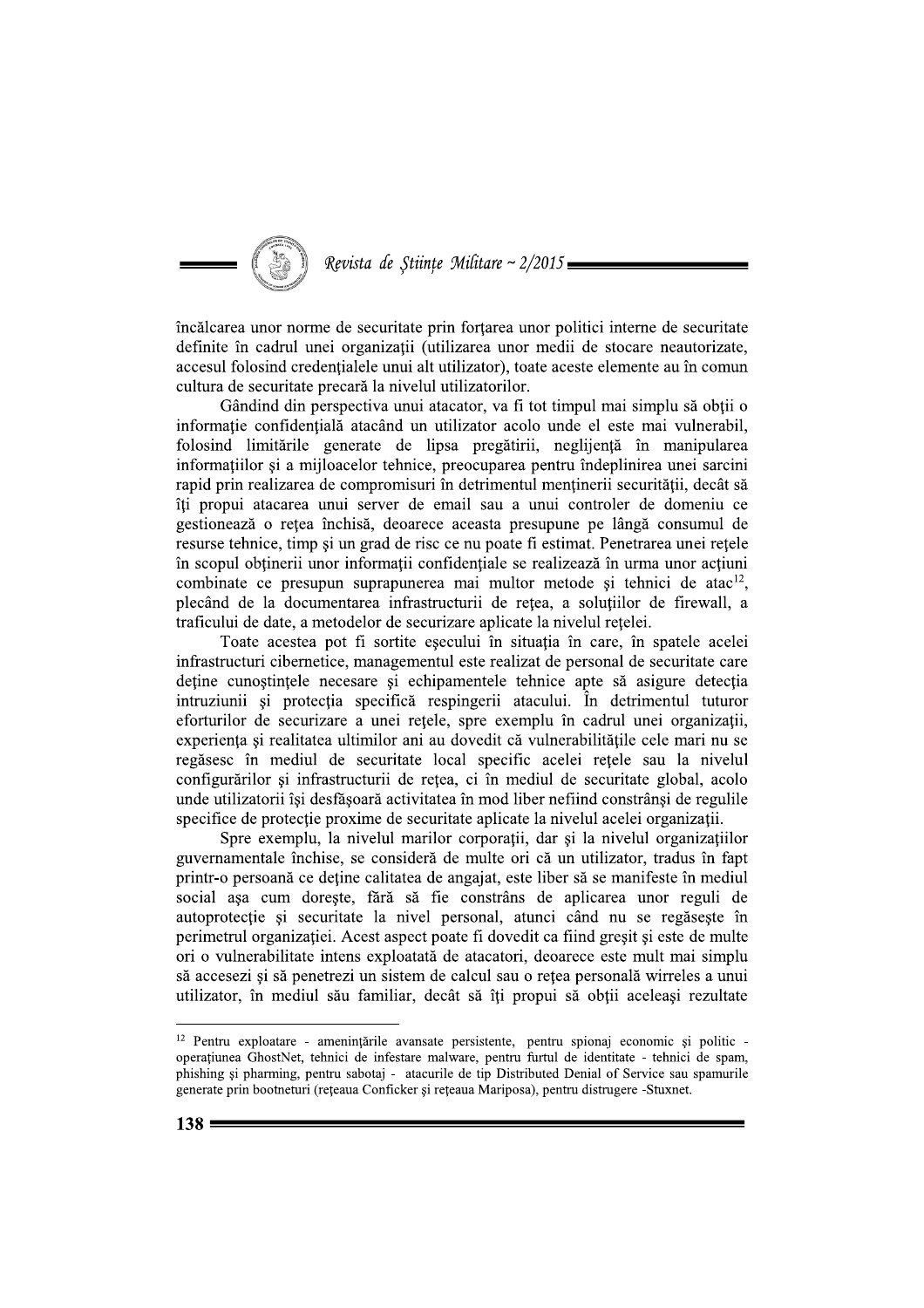încălcarea unor norme de securitate prin forțarea unor politici interne de securitate definite în cadrul unei organizații (utilizarea unor medii de stocare neautorizate, accesul folosind credențialele unui alt utilizator), toate aceste elemente au în comun cultura de securitate precară la nivelul utilizatorilor.

Gândind din perspectiva unui atacator, va fi tot timpul mai simplu să obții o informație confidențială atacând un utilizator acolo unde el este mai vulnerabil, folosind limitările generate de lipsa pregătirii, neglijență în manipularea informațiilor și a mijloacelor tehnice, preocuparea pentru îndeplinirea unei sarcini rapid prin realizarea de compromisuri în detrimentul menținerii securității, decât să îți propui atacarea unui server de email sau a unui controler de domeniu ce gestionează o rețea închisă, deoarece aceasta presupune pe lângă consumul de resurse tehnice, timp și un grad de risc ce nu poate fi estimat. Penetrarea unei rețele în scopul obținerii unor informații confidențiale se realizează în urma unor acțiuni combinate ce presupun suprapunerea mai multor metode și tehnici de atac[12], plecând de la documentarea infrastructurii de rețea, a soluțiilor de firewall, a traficului de date, a metodelor de securizare aplicate la nivelul rețelei.

Toate acestea pot fi sortite eșecului în situația în care, în spatele acelei infrastructuri cibernetice, managementul este realizat de personal de securitate care deține cunoștințele necesare și echipamentele tehnice apte să asigure detecția intruziunii și protecția specifică respingerii atacului. În detrimentul tuturor eforturilor de securizare a unei rețele, spre exemplu în cadrul unei organizații, experiența și realitatea ultimilor ani au dovedit că vulnerabilitățile cele mari nu se regăsesc în mediul de securitate local specific acelei rețele sau la nivelul configurărilor și infrastructurii de rețea, ci în mediul de securitate global, acolo unde utilizatorii își desfășoară activitatea în mod liber nefiind constrânși de regulile specifice de protecție proxime de securitate aplicate la nivelul acelei organizații.

Spre exemplu, la nivelul marilor corporații, dar și la nivelul organizațiilor guvernamentale închise, se consideră de multe ori că un utilizator, tradus în fapt printr-o persoană ce deține calitatea de angajat, este liber să se manifeste în mediul social așa cum dorește, fără să fie constrâns de aplicarea unor reguli de autoprotecție și securitate la nivel personal, atunci când nu se regăsește în perimetrul organizației. Acest aspect poate fi dovedit ca fiind greșit și este de multe ori o vulnerabilitate intens exploatată de atacatori, deoarece este mult mai simplu să accesezi și să penetrezi un sistem de calcul sau o rețea personală wirreles a unui utilizator, în mediul său familiar, decât să îți propui să obții aceleași rezultate

---

[12] Pentru exploatare - amenințările avansate persistente, pentru spionaj economic și politic - operațiunea GhostNet, tehnici de infestare malware, pentru furtul de identitate - tehnici de spam, phishing și pharming, pentru sabotaj - atacurile de tip Distributed Denial of Service sau spamurile generate prin bootneturi (rețeaua Conficker și rețeaua Mariposa), pentru distrugere -Stuxnet.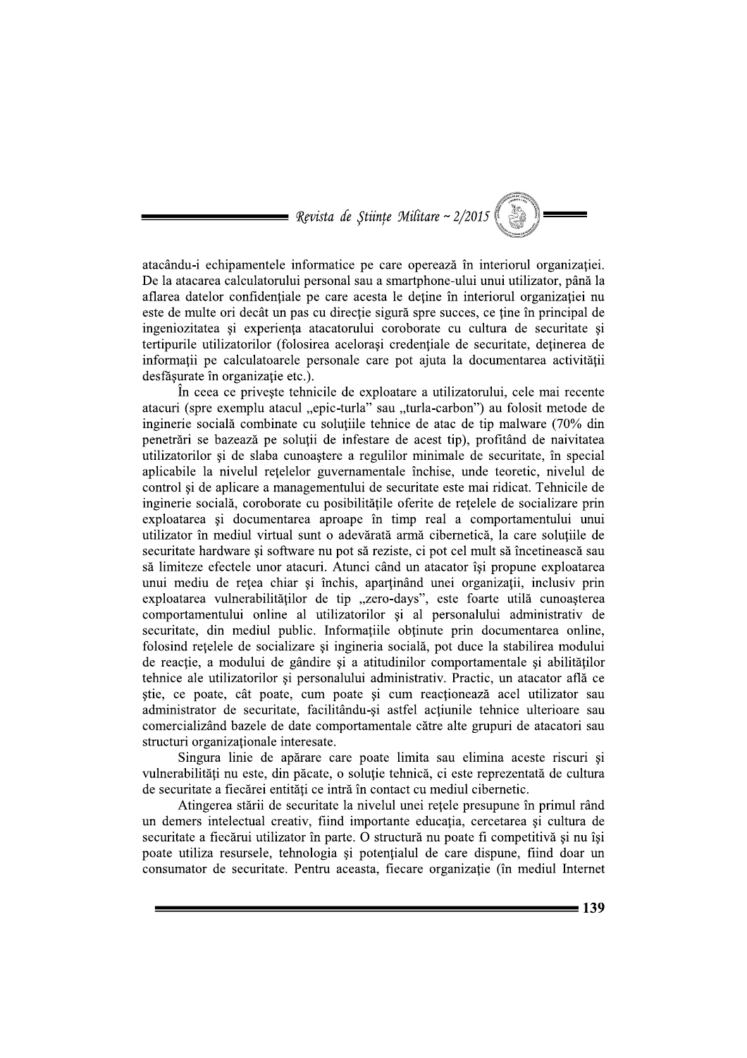atacându-i echipamentele informatice pe care operează în interiorul organizației. De la atacarea calculatorului personal sau a smartphone-ului unui utilizator, până la aflarea datelor confidențiale pe care acesta le deține în interiorul organizației nu este de multe ori decât un pas cu direcție sigură spre succes, ce ține în principal de ingeniozitatea și experiența atacatorului coroborate cu cultura de securitate și tertipurile utilizatorilor (folosirea acelorași credențiale de securitate, deținerea de informații pe calculatoarele personale care pot ajuta la documentarea activității desfășurate în organizație etc.).

În ceea ce privește tehnicile de exploatare a utilizatorului, cele mai recente atacuri (spre exemplu atacul „epic-turla" sau „turla-carbon") au folosit metode de inginerie socială combinate cu soluțiile tehnice de atac de tip malware (70% din penetrări se bazează pe soluții de infestare de acest tip), profitând de naivitatea utilizatorilor și de slaba cunoaștere a regulilor minimale de securitate, în special aplicabile la nivelul rețelelor guvernamentale închise, unde teoretic, nivelul de control și de aplicare a managementului de securitate este mai ridicat. Tehnicile de inginerie socială, coroborate cu posibilitățile oferite de rețelele de socializare prin exploatarea și documentarea aproape în timp real a comportamentului unui utilizator în mediul virtual sunt o adevărată armă cibernetică, la care soluțiile de securitate hardware și software nu pot să reziste, ci pot cel mult să încetinească sau să limiteze efectele unor atacuri. Atunci când un atacator își propune exploatarea unui mediu de rețea chiar și închis, aparținând unei organizații, inclusiv prin exploatarea vulnerabilităților de tip „zero-days", este foarte utilă cunoașterea comportamentului online al utilizatorilor și al personalului administrativ de securitate, din mediul public. Informațiile obținute prin documentarea online, folosind rețelele de socializare și ingineria socială, pot duce la stabilirea modului de reacție, a modului de gândire și a atitudinilor comportamentale și abilităților tehnice ale utilizatorilor și personalului administrativ. Practic, un atacator află ce știe, ce poate, cât poate, cum poate și cum reacționează acel utilizator sau administrator de securitate, facilitându-și astfel acțiunile tehnice ulterioare sau comercializând bazele de date comportamentale către alte grupuri de atacatori sau structuri organizaționale interesate.

Singura linie de apărare care poate limita sau elimina aceste riscuri și vulnerabilități nu este, din păcate, o soluție tehnică, ci este reprezentată de cultura de securitate a fiecărei entități ce intră în contact cu mediul cibernetic.

Atingerea stării de securitate la nivelul unei rețele presupune în primul rând un demers intelectual creativ, fiind importante educația, cercetarea și cultura de securitate a fiecărui utilizator în parte. O structură nu poate fi competitivă și nu își poate utiliza resursele, tehnologia și potențialul de care dispune, fiind doar un consumator de securitate. Pentru aceasta, fiecare organizație (în mediul Internet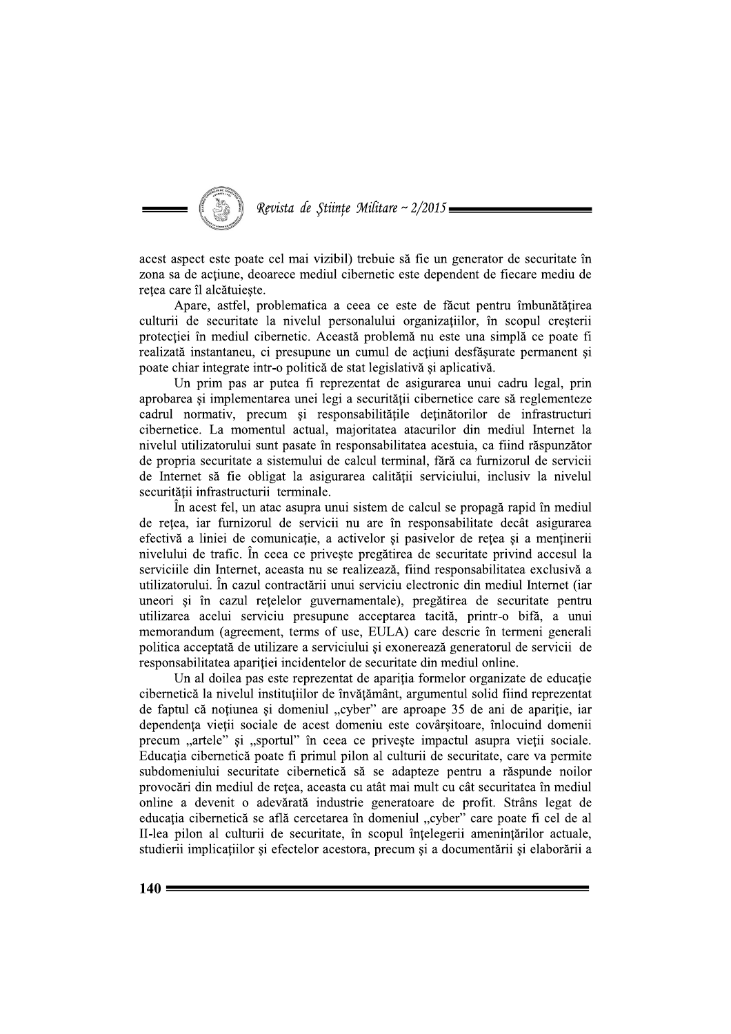acest aspect este poate cel mai vizibil) trebuie să fie un generator de securitate în zona sa de acțiune, deoarece mediul cibernetic este dependent de fiecare mediu de rețea care îl alcătuiește.

Apare, astfel, problematica a ceea ce este de făcut pentru îmbunătățirea culturii de securitate la nivelul personalului organizațiilor, în scopul creșterii protecției în mediul cibernetic. Această problemă nu este una simplă ce poate fi realizată instantaneu, ci presupune un cumul de acțiuni desfășurate permanent și poate chiar integrate într-o politică de stat legislativă și aplicativă.

Un prim pas ar putea fi reprezentat de asigurarea unui cadru legal, prin aprobarea și implementarea unei legi a securității cibernetice care să reglementeze cadrul normativ, precum și responsabilitățile deținătorilor de infrastructuri cibernetice. La momentul actual, majoritatea atacurilor din mediul Internet la nivelul utilizatorului sunt pasate în responsabilitatea acestuia, ca fiind răspunzător de propria securitate a sistemului de calcul terminal, fără ca furnizorul de servicii de Internet să fie obligat la asigurarea calității serviciului, inclusiv la nivelul securității infrastructurii terminale.

În acest fel, un atac asupra unui sistem de calcul se propagă rapid în mediul de rețea, iar furnizorul de servicii nu are în responsabilitate decât asigurarea efectivă a liniei de comunicație, a activelor și pasivelor de rețea și a menținerii nivelului de trafic. În ceea ce privește pregătirea de securitate privind accesul la serviciile din Internet, aceasta nu se realizează, fiind responsabilitatea exclusivă a utilizatorului. În cazul contractării unui serviciu electronic din mediul Internet (iar uneori și în cazul rețelelor guvernamentale), pregătirea de securitate pentru utilizarea acelui serviciu presupune acceptarea tacită, printr-o bifă, a unui memorandum (agreement, terms of use, EULA) care descrie în termeni generali politica acceptată de utilizare a serviciului și exonerează generatorul de servicii de responsabilitatea apariției incidentelor de securitate din mediul online.

Un al doilea pas este reprezentat de apariția formelor organizate de educație cibernetică la nivelul instituțiilor de învățământ, argumentul solid fiind reprezentat de faptul că noțiunea și domeniul „cyber" are aproape 35 de ani de apariție, iar dependența vieții sociale de acest domeniu este covârșitoare, înlocuind domenii precum „artele" și „sportul" în ceea ce privește impactul asupra vieții sociale. Educația cibernetică poate fi primul pilon al culturii de securitate, care va permite subdomeniului securitate cibernetică să se adapteze pentru a răspunde noilor provocări din mediul de rețea, aceasta cu atât mai mult cu cât securitatea în mediul online a devenit o adevărată industrie generatoare de profit. Strâns legat de educația cibernetică se află cercetarea în domeniul „cyber" care poate fi cel de al II-lea pilon al culturii de securitate, în scopul înțelegerii amenințărilor actuale, studierii implicațiilor și efectelor acestora, precum și a documentării și elaborării a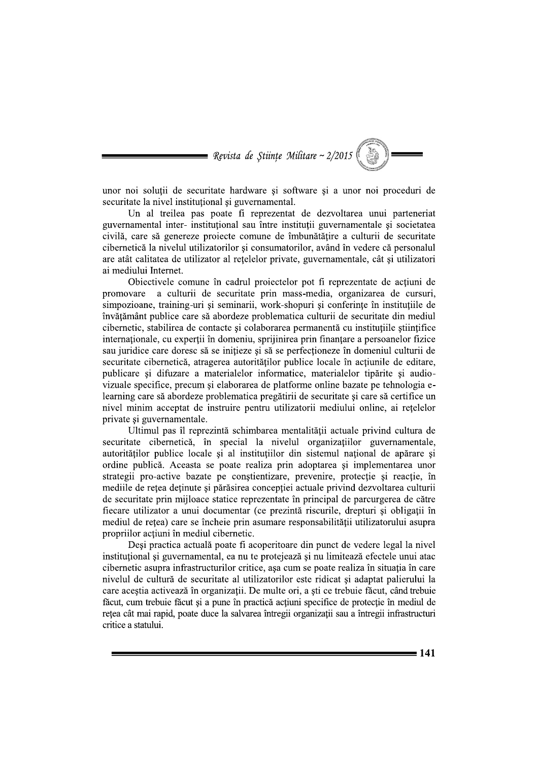unor noi soluţii de securitate hardware şi software şi a unor noi proceduri de securitate la nivel instituţional şi guvernamental.

Un al treilea pas poate fi reprezentat de dezvoltarea unui parteneriat guvernamental inter- instituţional sau între instituţii guvernamentale şi societatea civilă, care să genereze proiecte comune de îmbunătăţire a culturii de securitate cibernetică la nivelul utilizatorilor şi consumatorilor, având în vedere că personalul are atât calitatea de utilizator al reţelelor private, guvernamentale, cât şi utilizatori ai mediului Internet.

Obiectivele comune în cadrul proiectelor pot fi reprezentate de acţiuni de promovare a culturii de securitate prin mass-media, organizarea de cursuri, simpozioane, training-uri şi seminarii, work-shopuri şi conferinţe în instituţiile de învăţământ publice care să abordeze problematica culturii de securitate din mediul cibernetic, stabilirea de contacte şi colaborarea permanentă cu instituţiile ştiinţifice internaţionale, cu experţii în domeniu, sprijinirea prin finanţare a persoanelor fizice sau juridice care doresc să se iniţieze şi să se perfecţioneze în domeniul culturii de securitate cibernetică, atragerea autorităţilor publice locale în acţiunile de editare, publicare şi difuzare a materialelor informatice, materialelor tipărite şi audio-vizuale specifice, precum şi elaborarea de platforme online bazate pe tehnologia e-learning care să abordeze problematica pregătirii de securitate şi care să certifice un nivel minim acceptat de instruire pentru utilizatorii mediului online, ai reţelelor private şi guvernamentale.

Ultimul pas îl reprezintă schimbarea mentalităţii actuale privind cultura de securitate cibernetică, în special la nivelul organizaţiilor guvernamentale, autorităţilor publice locale şi al instituţiilor din sistemul naţional de apărare şi ordine publică. Aceasta se poate realiza prin adoptarea şi implementarea unor strategii pro-active bazate pe conştientizare, prevenire, protecţie şi reacţie, în mediile de reţea deţinute şi părăsirea concepţiei actuale privind dezvoltarea culturii de securitate prin mijloace statice reprezentate în principal de parcurgerea de către fiecare utilizator a unui documentar (ce prezintă riscurile, drepturi şi obligaţii în mediul de reţea) care se încheie prin asumare responsabilităţii utilizatorului asupra propriilor acţiuni în mediul cibernetic.

Deşi practica actuală poate fi acoperitoare din punct de vedere legal la nivel instituţional şi guvernamental, ea nu te protejează şi nu limitează efectele unui atac cibernetic asupra infrastructurilor critice, aşa cum se poate realiza în situaţia în care nivelul de cultură de securitate al utilizatorilor este ridicat şi adaptat palierului la care aceştia activează în organizaţii. De multe ori, a şti ce trebuie făcut, când trebuie făcut, cum trebuie făcut şi a pune în practică acţiuni specifice de protecţie în mediul de reţea cât mai rapid, poate duce la salvarea întregii organizaţii sau a întregii infrastructuri critice a statului.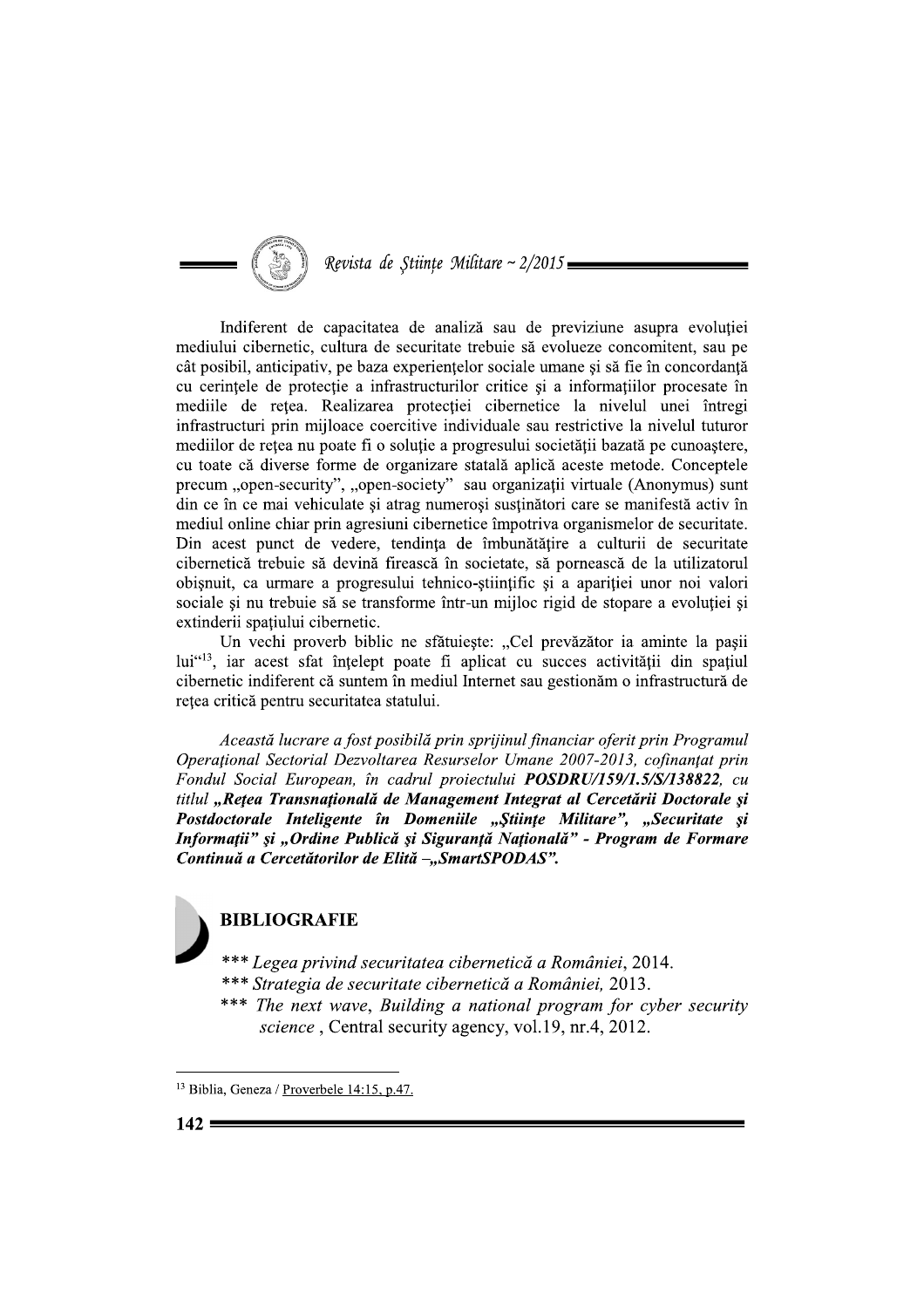Indiferent de capacitatea de analiză sau de previziune asupra evoluției mediului cibernetic, cultura de securitate trebuie să evolueze concomitent, sau pe cât posibil, anticipativ, pe baza experiențelor sociale umane și să fie în concordanță cu cerințele de protecție a infrastructurilor critice și a informațiilor procesate în mediile de rețea. Realizarea protecției cibernetice la nivelul unei întregi infrastructuri prin mijloace coercitive individuale sau restrictive la nivelul tuturor mediilor de rețea nu poate fi o soluție a progresului societății bazată pe cunoaștere, cu toate că diverse forme de organizare statală aplică aceste metode. Conceptele precum „open-security", „open-society" sau organizații virtuale (Anonymus) sunt din ce în ce mai vehiculate și atrag numeroși susținători care se manifestă activ în mediul online chiar prin agresiuni cibernetice împotriva organismelor de securitate. Din acest punct de vedere, tendința de îmbunătățire a culturii de securitate cibernetică trebuie să devină firească în societate, să pornească de la utilizatorul obișnuit, ca urmare a progresului tehnico-științific și a apariției unor noi valori sociale și nu trebuie să se transforme într-un mijloc rigid de stopare a evoluției și extinderii spațiului cibernetic.

Un vechi proverb biblic ne sfătuiește: „Cel prevăzător ia aminte la pașii lui"[13], iar acest sfat înțelept poate fi aplicat cu succes activității din spațiul cibernetic indiferent că suntem în mediul Internet sau gestionăm o infrastructură de rețea critică pentru securitatea statului.

*Această lucrare a fost posibilă prin sprijinul financiar oferit prin Programul Operațional Sectorial Dezvoltarea Resurselor Umane 2007-2013, cofinanțat prin Fondul Social European, în cadrul proiectului* ***POSDRU/159/1.5/S/138822****, cu titlul* ***„Rețea Transnațională de Management Integrat al Cercetării Doctorale și Postdoctorale Inteligente în Domeniile „Științe Militare", „Securitate și Informații" și „Ordine Publică și Siguranță Națională" - Program de Formare Continuă a Cercetătorilor de Elită –„SmartSPODAS".***

## BIBLIOGRAFIE

- *** *Legea privind securitatea cibernetică a României*, 2014.
- *** *Strategia de securitate cibernetică a României,* 2013.
- *** *The next wave, Building a national program for cyber security science* , Central security agency, vol.19, nr.4, 2012.

---

[13] Biblia, Geneza / Proverbele 14:15, p.47.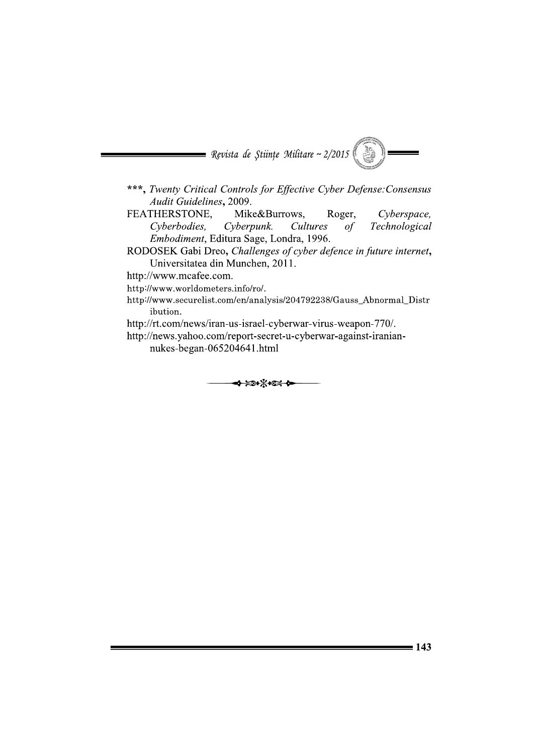***, *Twenty Critical Controls for Effective Cyber Defense:Consensus Audit Guidelines*, 2009.

FEATHERSTONE, Mike&Burrows, Roger, *Cyberspace, Cyberbodies, Cyberpunk. Cultures of Technological Embodiment*, Editura Sage, Londra, 1996.

RODOSEK Gabi Dreo, *Challenges of cyber defence in future internet*, Universitatea din Munchen, 2011.

http://www.mcafee.com.

http://www.worldometers.info/ro/.

http://www.securelist.com/en/analysis/204792238/Gauss_Abnormal_Distribution.

http://rt.com/news/iran-us-israel-cyberwar-virus-weapon-770/.

http://news.yahoo.com/report-secret-u-cyberwar-against-iranian-nukes-began-065204641.html